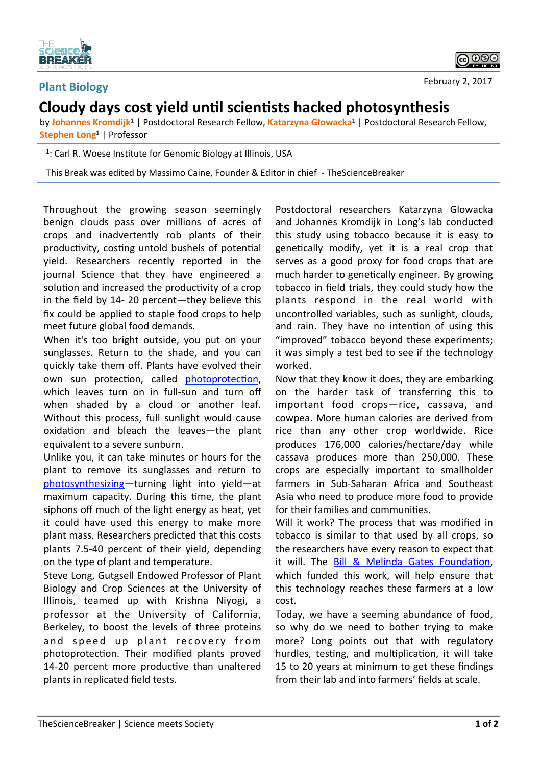Plant Biology

February 2, 2017

# Cloudy days cost yield until scientists hacked photosynthesis

by **Johannes Kromdijk**[1] | Postdoctoral Research Fellow, **Katarzyna Głowacka**[1] | Postdoctoral Research Fellow, **Stephen Long**[1] | Professor

[1]: Carl R. Woese Institute for Genomic Biology at Illinois, USA

This Break was edited by Massimo Caine, Founder & Editor in chief - TheScienceBreaker

Throughout the growing season seemingly benign clouds pass over millions of acres of crops and inadvertently rob plants of their productivity, costing untold bushels of potential yield. Researchers recently reported in the journal Science that they have engineered a solution and increased the productivity of a crop in the field by 14- 20 percent—they believe this fix could be applied to staple food crops to help meet future global food demands.

When it's too bright outside, you put on your sunglasses. Return to the shade, and you can quickly take them off. Plants have evolved their own sun protection, called photoprotection, which leaves turn on in full-sun and turn off when shaded by a cloud or another leaf. Without this process, full sunlight would cause oxidation and bleach the leaves—the plant equivalent to a severe sunburn.

Unlike you, it can take minutes or hours for the plant to remove its sunglasses and return to photosynthesizing—turning light into yield—at maximum capacity. During this time, the plant siphons off much of the light energy as heat, yet it could have used this energy to make more plant mass. Researchers predicted that this costs plants 7.5-40 percent of their yield, depending on the type of plant and temperature.

Steve Long, Gutgsell Endowed Professor of Plant Biology and Crop Sciences at the University of Illinois, teamed up with Krishna Niyogi, a professor at the University of California, Berkeley, to boost the levels of three proteins and speed up plant recovery from photoprotection. Their modified plants proved 14-20 percent more productive than unaltered plants in replicated field tests.

Postdoctoral researchers Katarzyna Glowacka and Johannes Kromdijk in Long's lab conducted this study using tobacco because it is easy to genetically modify, yet it is a real crop that serves as a good proxy for food crops that are much harder to genetically engineer. By growing tobacco in field trials, they could study how the plants respond in the real world with uncontrolled variables, such as sunlight, clouds, and rain. They have no intention of using this "improved" tobacco beyond these experiments; it was simply a test bed to see if the technology worked.

Now that they know it does, they are embarking on the harder task of transferring this to important food crops—rice, cassava, and cowpea. More human calories are derived from rice than any other crop worldwide. Rice produces 176,000 calories/hectare/day while cassava produces more than 250,000. These crops are especially important to smallholder farmers in Sub-Saharan Africa and Southeast Asia who need to produce more food to provide for their families and communities.

Will it work? The process that was modified in tobacco is similar to that used by all crops, so the researchers have every reason to expect that it will. The Bill & Melinda Gates Foundation, which funded this work, will help ensure that this technology reaches these farmers at a low cost.

Today, we have a seeming abundance of food, so why do we need to bother trying to make more? Long points out that with regulatory hurdles, testing, and multiplication, it will take 15 to 20 years at minimum to get these findings from their lab and into farmers' fields at scale.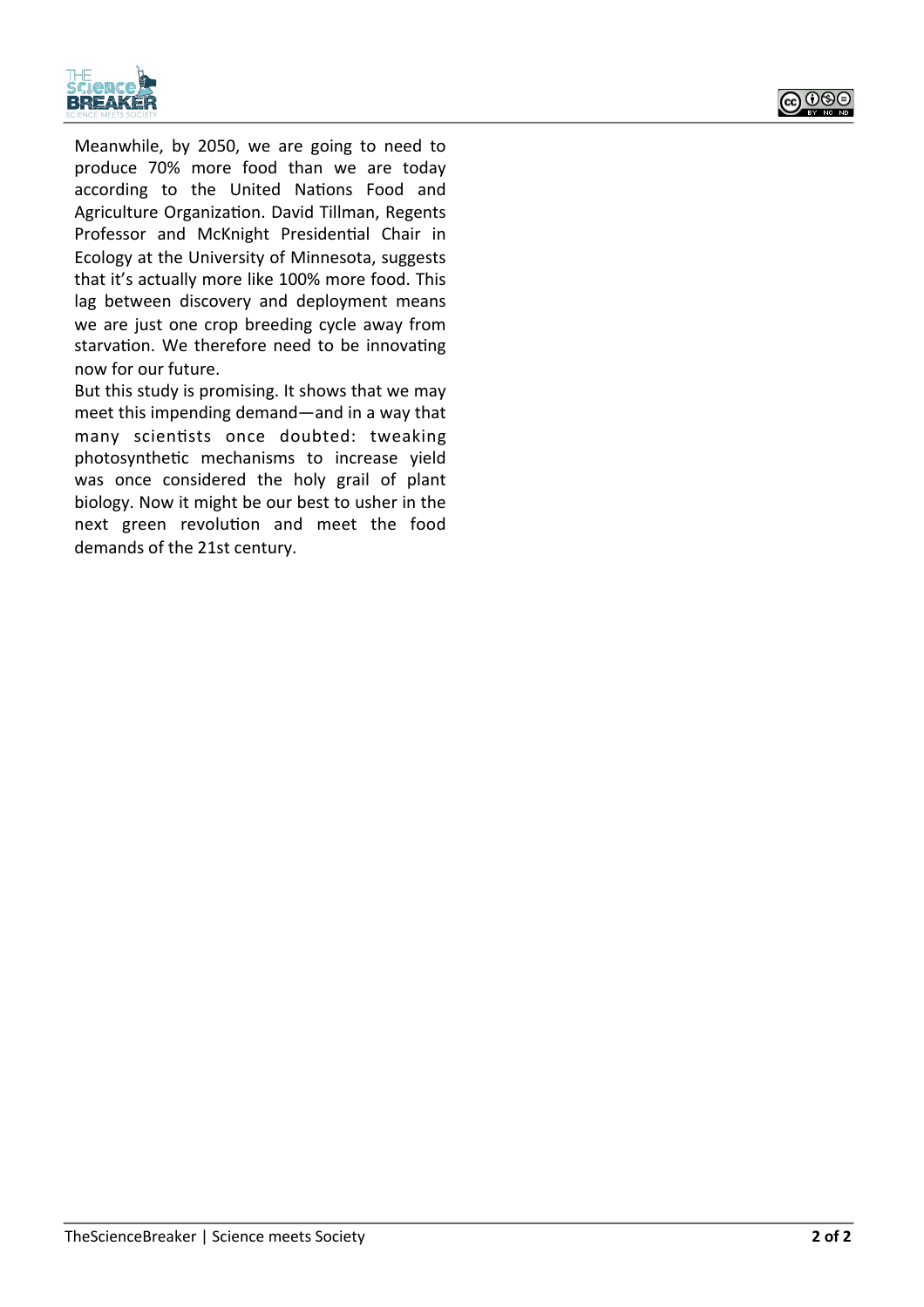Meanwhile, by 2050, we are going to need to produce 70% more food than we are today according to the United Nations Food and Agriculture Organization. David Tillman, Regents Professor and McKnight Presidential Chair in Ecology at the University of Minnesota, suggests that it's actually more like 100% more food. This lag between discovery and deployment means we are just one crop breeding cycle away from starvation. We therefore need to be innovating now for our future.

But this study is promising. It shows that we may meet this impending demand—and in a way that many scientists once doubted: tweaking photosynthetic mechanisms to increase yield was once considered the holy grail of plant biology. Now it might be our best to usher in the next green revolution and meet the food demands of the 21st century.